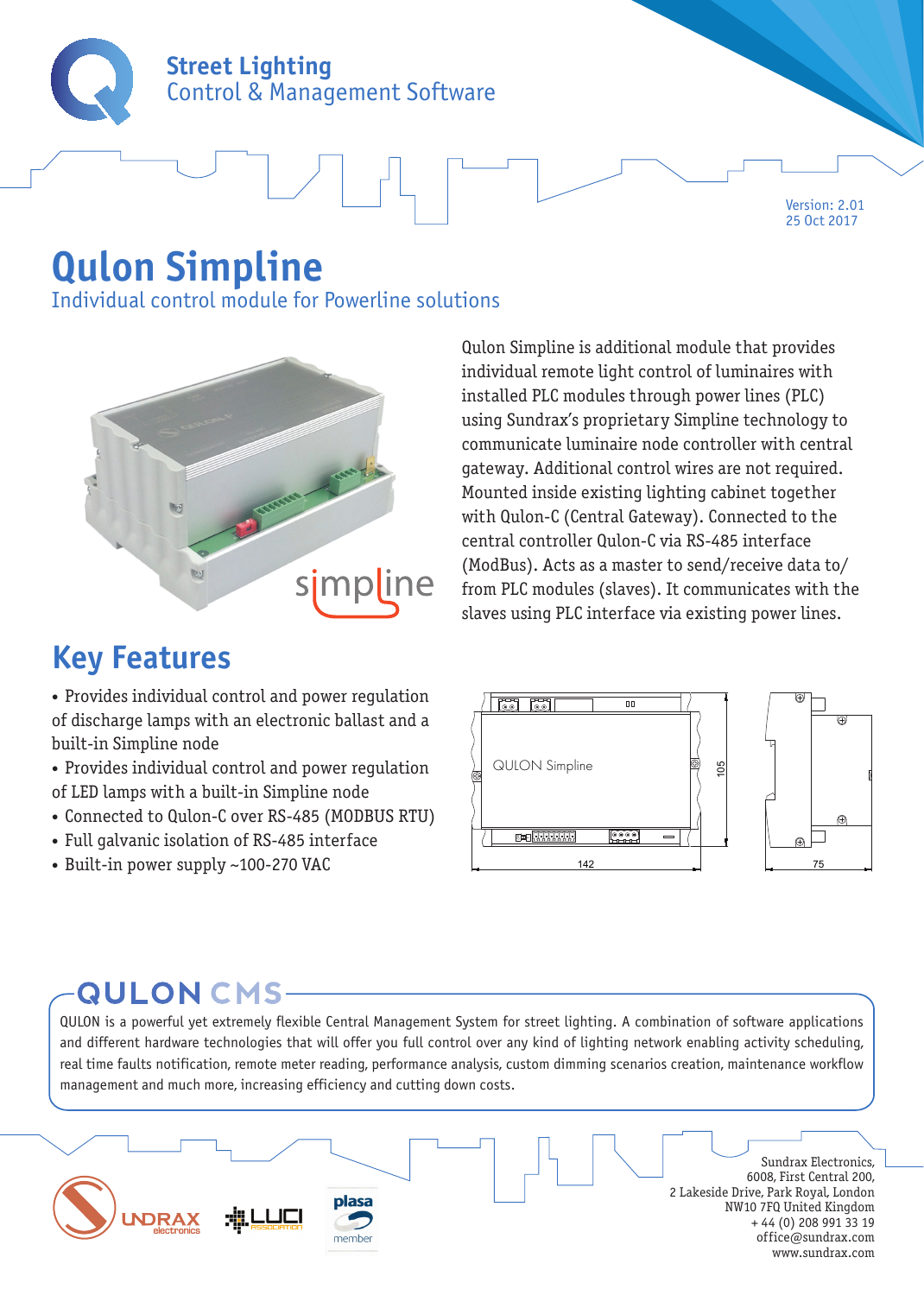Street Lighting
Control & Management Software

Version: 2.01
25 Oct 2017

# Qulon Simpline

Individual control module for Powerline solutions

Qulon Simpline is additional module that provides individual remote light control of luminaires with installed PLC modules through power lines (PLC) using Sundrax's proprietary Simpline technology to communicate luminaire node controller with central gateway. Additional control wires are not required. Mounted inside existing lighting cabinet together with Qulon-C (Central Gateway). Connected to the central controller Qulon-C via RS-485 interface (ModBus). Acts as a master to send/receive data to/ from PLC modules (slaves). It communicates with the slaves using PLC interface via existing power lines.

## Key Features

- Provides individual control and power regulation of discharge lamps with an electronic ballast and a built-in Simpline node
- Provides individual control and power regulation of LED lamps with a built-in Simpline node
- Connected to Qulon-C over RS-485 (MODBUS RTU)
- Full galvanic isolation of RS-485 interface
- Built-in power supply ~100-270 VAC

## QULON CMS

QULON is a powerful yet extremely flexible Central Management System for street lighting. A combination of software applications and different hardware technologies that will offer you full control over any kind of lighting network enabling activity scheduling, real time faults notification, remote meter reading, performance analysis, custom dimming scenarios creation, maintenance workflow management and much more, increasing efficiency and cutting down costs.

Sundrax Electronics,
6008, First Central 200,
2 Lakeside Drive, Park Royal, London
NW10 7FQ United Kingdom
+ 44 (0) 208 991 33 19
office@sundrax.com
www.sundrax.com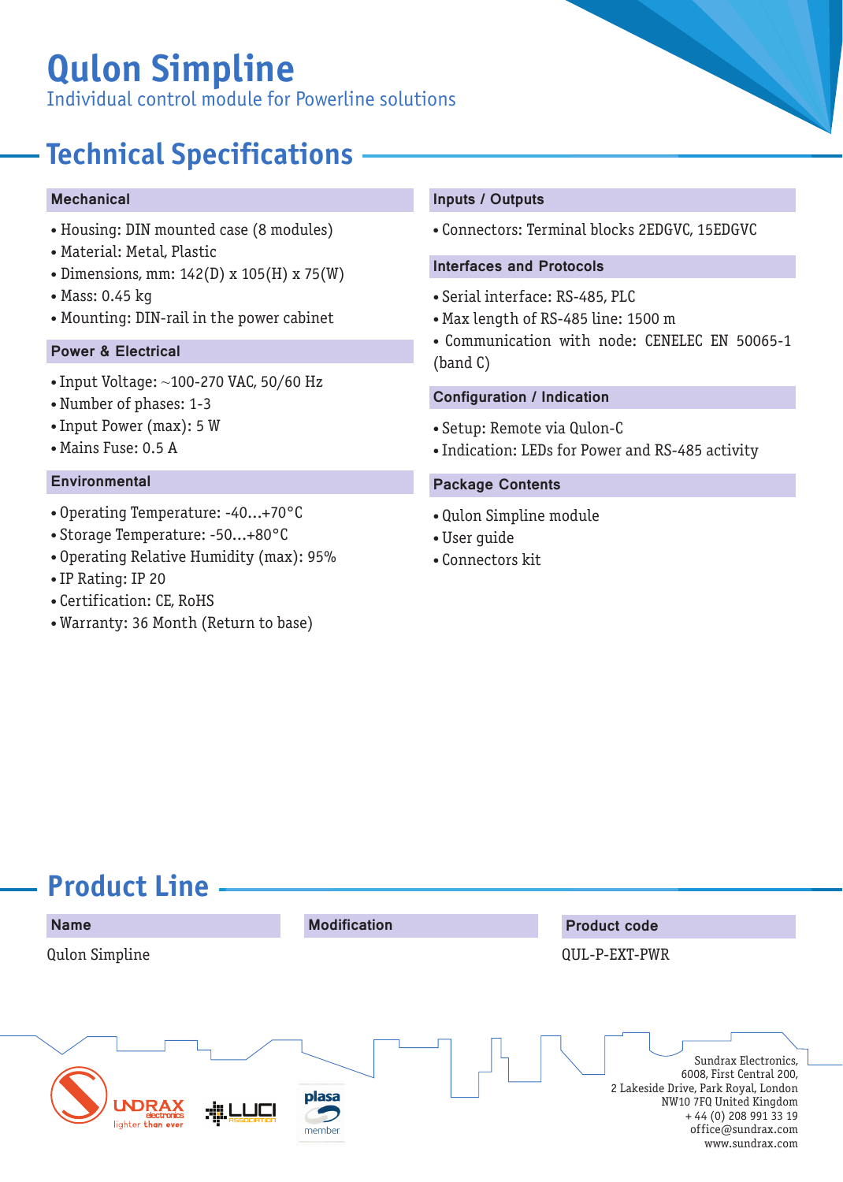# Qulon Simpline

Individual control module for Powerline solutions

## Technical Specifications

### Mechanical

- Housing: DIN mounted case (8 modules)
- Material: Metal, Plastic
- Dimensions, mm: 142(D) x 105(H) x 75(W)
- Mass: 0.45 kg
- Mounting: DIN-rail in the power cabinet

### Power & Electrical

- Input Voltage: ~100-270 VAC, 50/60 Hz
- Number of phases: 1-3
- Input Power (max): 5 W
- Mains Fuse: 0.5 A

### Environmental

- Operating Temperature: -40…+70°C
- Storage Temperature: -50…+80°C
- Operating Relative Humidity (max): 95%
- IP Rating: IP 20
- Certification: CE, RoHS
- Warranty: 36 Month (Return to base)

### Inputs / Outputs

- Connectors: Terminal blocks 2EDGVC, 15EDGVC

### Interfaces and Protocols

- Serial interface: RS-485, PLC
- Max length of RS-485 line: 1500 m
- Communication with node: CENELEC EN 50065-1 (band C)

### Configuration / Indication

- Setup: Remote via Qulon-C
- Indication: LEDs for Power and RS-485 activity

### Package Contents

- Qulon Simpline module
- User guide
- Connectors kit

## Product Line

| Name | Modification | Product code |
|---|---|---|
| Qulon Simpline | | QUL-P-EXT-PWR |

Sundrax Electronics,
6008, First Central 200,
2 Lakeside Drive, Park Royal, London
NW10 7FQ United Kingdom
+ 44 (0) 208 991 33 19
office@sundrax.com
www.sundrax.com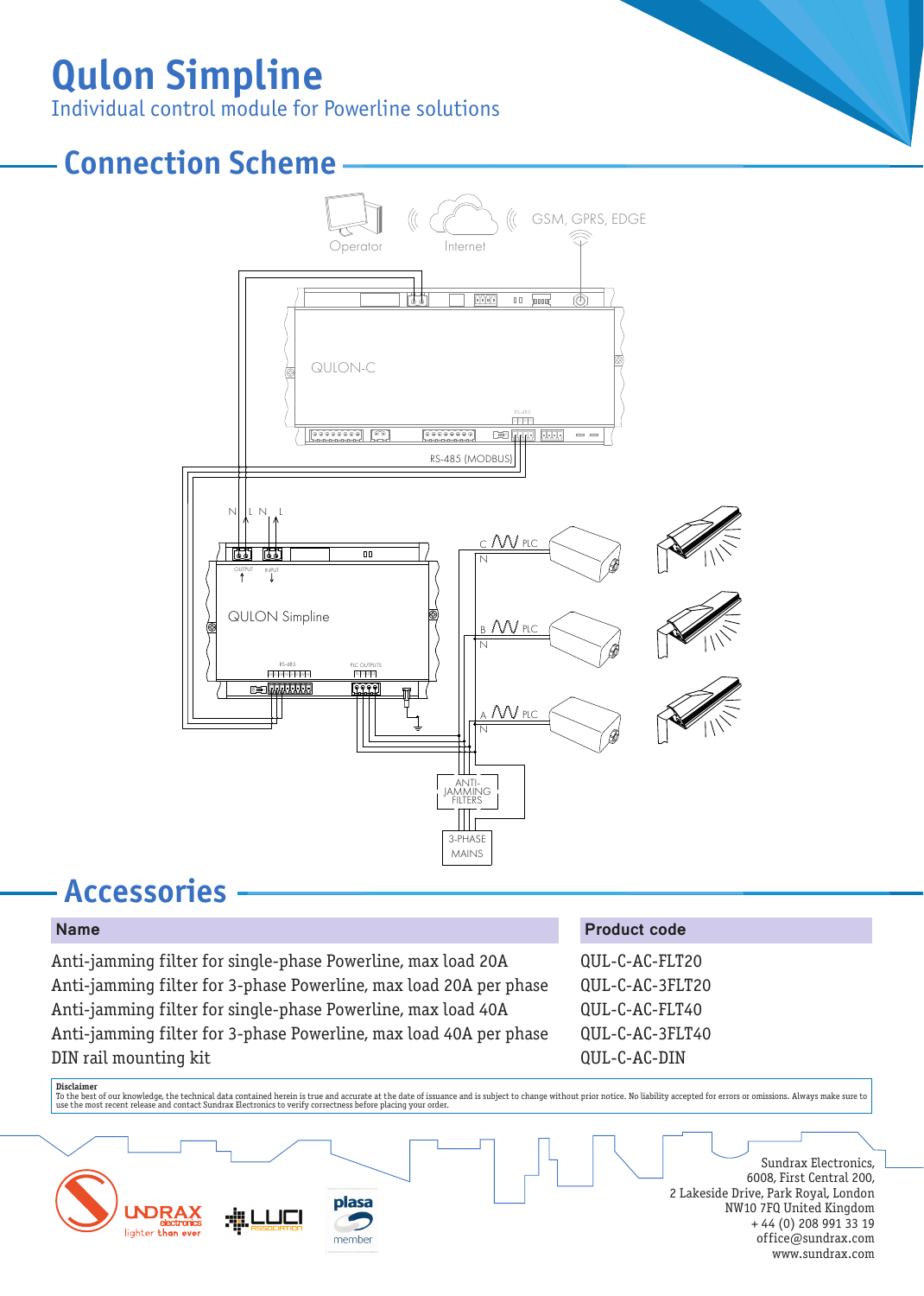# Qulon Simpline

Individual control module for Powerline solutions

## Connection Scheme

Operator

Internet

GSM, GPRS, EDGE

QULON-C

RS-485

RS-485 (MODBUS)

N L N L

OUTPUT INPUT

QULON Simpline

RS-485

PLC OUTPUTS

C PLC

N

B PLC

N

A PLC

N

ANTI-JAMMING FILTERS

3-PHASE MAINS

## Accessories

| Name | Product code |
| --- | --- |
| Anti-jamming filter for single-phase Powerline, max load 20A | QUL-C-AC-FLT20 |
| Anti-jamming filter for 3-phase Powerline, max load 20A per phase | QUL-C-AC-3FLT20 |
| Anti-jamming filter for single-phase Powerline, max load 40A | QUL-C-AC-FLT40 |
| Anti-jamming filter for 3-phase Powerline, max load 40A per phase | QUL-C-AC-3FLT40 |
| DIN rail mounting kit | QUL-C-AC-DIN |

**Disclaimer**
To the best of our knowledge, the technical data contained herein is true and accurate at the date of issuance and is subject to change without prior notice. No liability accepted for errors or omissions. Always make sure to use the most recent release and contact Sundrax Electronics to verify correctness before placing your order.

UNDRAX electronics lighter than ever

LUCI ASSOCIATION

plasa member

Sundrax Electronics,
6008, First Central 200,
2 Lakeside Drive, Park Royal, London
NW10 7FQ United Kingdom
+ 44 (0) 208 991 33 19
office@sundrax.com
www.sundrax.com